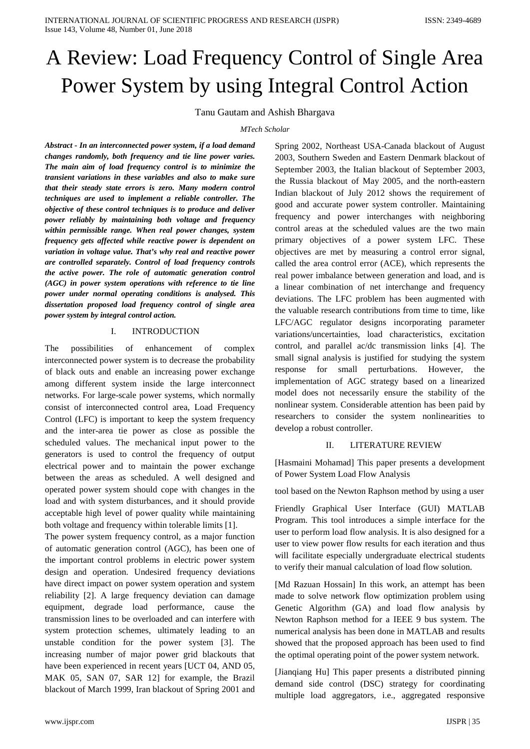# A Review: Load Frequency Control of Single Area Power System by using Integral Control Action

Tanu Gautam and Ashish Bhargava

*MTech Scholar*

***Abstract - In an interconnected power system, if a load demand changes randomly, both frequency and tie line power varies. The main aim of load frequency control is to minimize the transient variations in these variables and also to make sure that their steady state errors is zero. Many modern control techniques are used to implement a reliable controller. The objective of these control techniques is to produce and deliver power reliably by maintaining both voltage and frequency within permissible range. When real power changes, system frequency gets affected while reactive power is dependent on variation in voltage value. That's why real and reactive power are controlled separately. Control of load frequency controls the active power. The role of automatic generation control (AGC) in power system operations with reference to tie line power under normal operating conditions is analysed. This dissertation proposed load frequency control of single area power system by integral control action.***

## I. INTRODUCTION

The possibilities of enhancement of complex interconnected power system is to decrease the probability of black outs and enable an increasing power exchange among different system inside the large interconnect networks. For large-scale power systems, which normally consist of interconnected control area, Load Frequency Control (LFC) is important to keep the system frequency and the inter-area tie power as close as possible the scheduled values. The mechanical input power to the generators is used to control the frequency of output electrical power and to maintain the power exchange between the areas as scheduled. A well designed and operated power system should cope with changes in the load and with system disturbances, and it should provide acceptable high level of power quality while maintaining both voltage and frequency within tolerable limits [1].

The power system frequency control, as a major function of automatic generation control (AGC), has been one of the important control problems in electric power system design and operation. Undesired frequency deviations have direct impact on power system operation and system reliability [2]. A large frequency deviation can damage equipment, degrade load performance, cause the transmission lines to be overloaded and can interfere with system protection schemes, ultimately leading to an unstable condition for the power system [3]. The increasing number of major power grid blackouts that have been experienced in recent years [UCT 04, AND 05, MAK 05, SAN 07, SAR 12] for example, the Brazil blackout of March 1999, Iran blackout of Spring 2001 and Spring 2002, Northeast USA-Canada blackout of August 2003, Southern Sweden and Eastern Denmark blackout of September 2003, the Italian blackout of September 2003, the Russia blackout of May 2005, and the north-eastern Indian blackout of July 2012 shows the requirement of good and accurate power system controller. Maintaining frequency and power interchanges with neighboring control areas at the scheduled values are the two main primary objectives of a power system LFC. These objectives are met by measuring a control error signal, called the area control error (ACE), which represents the real power imbalance between generation and load, and is a linear combination of net interchange and frequency deviations. The LFC problem has been augmented with the valuable research contributions from time to time, like LFC/AGC regulator designs incorporating parameter variations/uncertainties, load characteristics, excitation control, and parallel ac/dc transmission links [4]. The small signal analysis is justified for studying the system response for small perturbations. However, the implementation of AGC strategy based on a linearized model does not necessarily ensure the stability of the nonlinear system. Considerable attention has been paid by researchers to consider the system nonlinearities to develop a robust controller.

## II. LITERATURE REVIEW

[Hasmaini Mohamad] This paper presents a development of Power System Load Flow Analysis tool based on the Newton Raphson method by using a user Friendly Graphical User Interface (GUI) MATLAB Program. This tool introduces a simple interface for the user to perform load flow analysis. It is also designed for a user to view power flow results for each iteration and thus will facilitate especially undergraduate electrical students to verify their manual calculation of load flow solution.

[Md Razuan Hossain] In this work, an attempt has been made to solve network flow optimization problem using Genetic Algorithm (GA) and load flow analysis by Newton Raphson method for a IEEE 9 bus system. The numerical analysis has been done in MATLAB and results showed that the proposed approach has been used to find the optimal operating point of the power system network.

[Jianqiang Hu] This paper presents a distributed pinning demand side control (DSC) strategy for coordinating multiple load aggregators, i.e., aggregated responsive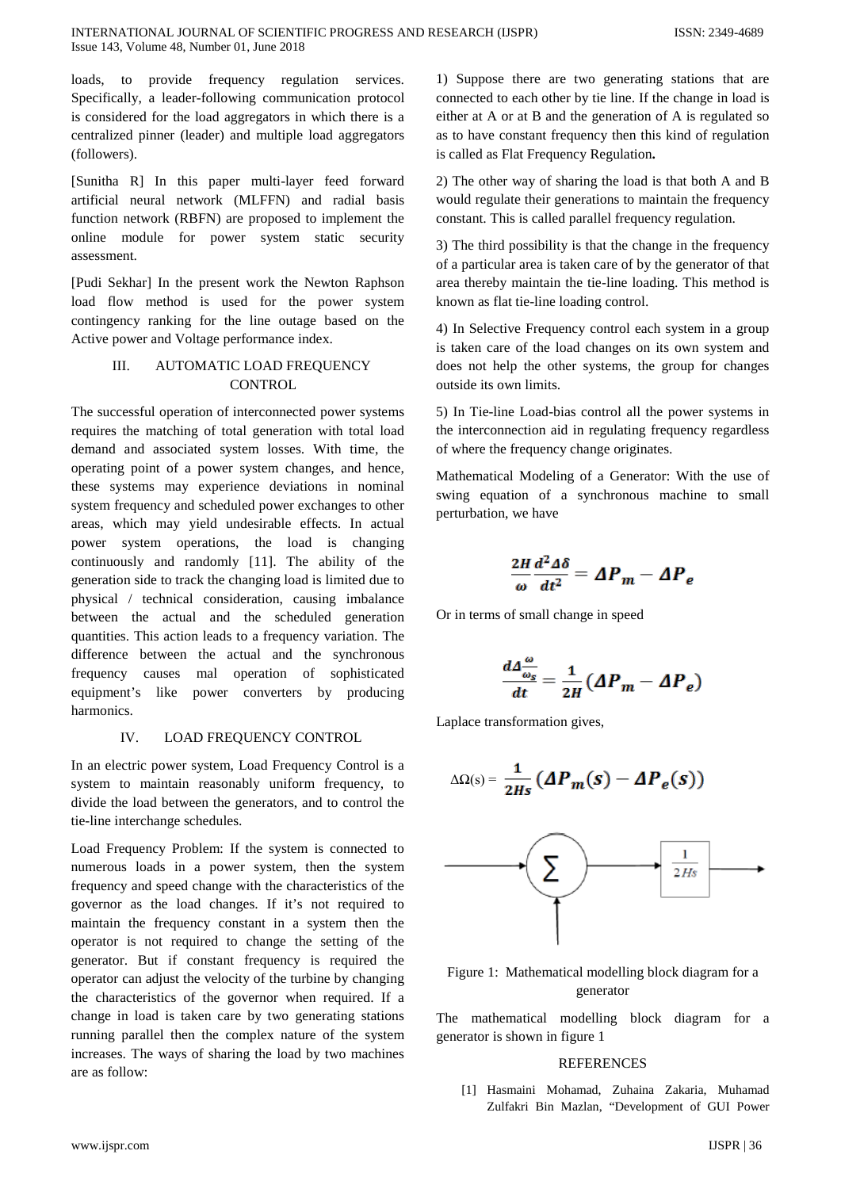loads, to provide frequency regulation services. Specifically, a leader-following communication protocol is considered for the load aggregators in which there is a centralized pinner (leader) and multiple load aggregators (followers).

[Sunitha R] In this paper multi-layer feed forward artificial neural network (MLFFN) and radial basis function network (RBFN) are proposed to implement the online module for power system static security assessment.

[Pudi Sekhar] In the present work the Newton Raphson load flow method is used for the power system contingency ranking for the line outage based on the Active power and Voltage performance index.

## III. AUTOMATIC LOAD FREQUENCY CONTROL

The successful operation of interconnected power systems requires the matching of total generation with total load demand and associated system losses. With time, the operating point of a power system changes, and hence, these systems may experience deviations in nominal system frequency and scheduled power exchanges to other areas, which may yield undesirable effects. In actual power system operations, the load is changing continuously and randomly [11]. The ability of the generation side to track the changing load is limited due to physical / technical consideration, causing imbalance between the actual and the scheduled generation quantities. This action leads to a frequency variation. The difference between the actual and the synchronous frequency causes mal operation of sophisticated equipment's like power converters by producing harmonics.

## IV. LOAD FREQUENCY CONTROL

In an electric power system, Load Frequency Control is a system to maintain reasonably uniform frequency, to divide the load between the generators, and to control the tie-line interchange schedules.

Load Frequency Problem: If the system is connected to numerous loads in a power system, then the system frequency and speed change with the characteristics of the governor as the load changes. If it's not required to maintain the frequency constant in a system then the operator is not required to change the setting of the generator. But if constant frequency is required the operator can adjust the velocity of the turbine by changing the characteristics of the governor when required. If a change in load is taken care by two generating stations running parallel then the complex nature of the system increases. The ways of sharing the load by two machines are as follow:

1) Suppose there are two generating stations that are connected to each other by tie line. If the change in load is either at A or at B and the generation of A is regulated so as to have constant frequency then this kind of regulation is called as Flat Frequency Regulation**.**

2) The other way of sharing the load is that both A and B would regulate their generations to maintain the frequency constant. This is called parallel frequency regulation.

3) The third possibility is that the change in the frequency of a particular area is taken care of by the generator of that area thereby maintain the tie-line loading. This method is known as flat tie-line loading control.

4) In Selective Frequency control each system in a group is taken care of the load changes on its own system and does not help the other systems, the group for changes outside its own limits.

5) In Tie-line Load-bias control all the power systems in the interconnection aid in regulating frequency regardless of where the frequency change originates.

Mathematical Modeling of a Generator: With the use of swing equation of a synchronous machine to small perturbation, we have

$$\frac{2H}{\omega}\frac{d^2\Delta\delta}{dt^2} = \Delta P_m - \Delta P_e$$

Or in terms of small change in speed

$$\frac{d\Delta\frac{\omega}{\omega_s}}{dt} = \frac{1}{2H}(\Delta P_m - \Delta P_e)$$

Laplace transformation gives,

$$\Delta\Omega(s) = \frac{1}{2Hs}(\Delta P_m(s) - \Delta P_e(s))$$

Figure 1: Mathematical modelling block diagram for a generator

The mathematical modelling block diagram for a generator is shown in figure 1

## REFERENCES

[1] Hasmaini Mohamad, Zuhaina Zakaria, Muhamad Zulfakri Bin Mazlan, "Development of GUI Power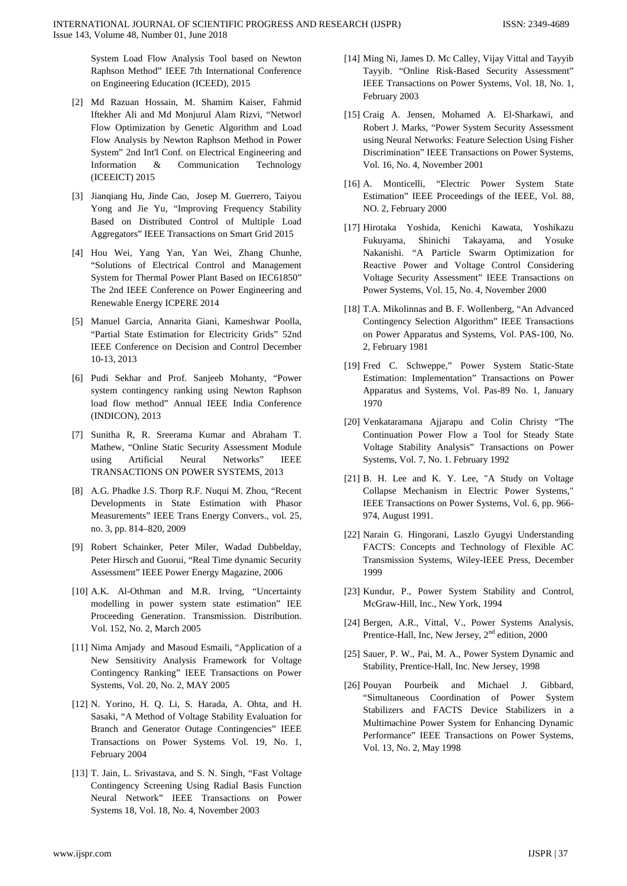System Load Flow Analysis Tool based on Newton Raphson Method" IEEE 7th International Conference on Engineering Education (ICEED), 2015

[2] Md Razuan Hossain, M. Shamim Kaiser, Fahmid Iftekher Ali and Md Monjurul Alam Rizvi, "Networl Flow Optimization by Genetic Algorithm and Load Flow Analysis by Newton Raphson Method in Power System" 2nd Int'l Conf. on Electrical Engineering and Information & Communication Technology (ICEEICT) 2015

[3] Jianqiang Hu, Jinde Cao, Josep M. Guerrero, Taiyou Yong and Jie Yu, "Improving Frequency Stability Based on Distributed Control of Multiple Load Aggregators" IEEE Transactions on Smart Grid 2015

[4] Hou Wei, Yang Yan, Yan Wei, Zhang Chunhe, "Solutions of Electrical Control and Management System for Thermal Power Plant Based on IEC61850" The 2nd IEEE Conference on Power Engineering and Renewable Energy ICPERE 2014

[5] Manuel Garcia, Annarita Giani, Kameshwar Poolla, "Partial State Estimation for Electricity Grids" 52nd IEEE Conference on Decision and Control December 10-13, 2013

[6] Pudi Sekhar and Prof. Sanjeeb Mohanty, "Power system contingency ranking using Newton Raphson load flow method" Annual IEEE India Conference (INDICON), 2013

[7] Sunitha R, R. Sreerama Kumar and Abraham T. Mathew, "Online Static Security Assessment Module using Artificial Neural Networks" IEEE TRANSACTIONS ON POWER SYSTEMS, 2013

[8] A.G. Phadke J.S. Thorp R.F. Nuqui M. Zhou, "Recent Developments in State Estimation with Phasor Measurements" IEEE Trans Energy Convers., vol. 25, no. 3, pp. 814–820, 2009

[9] Robert Schainker, Peter Miler, Wadad Dubbelday, Peter Hirsch and Guorui, "Real Time dynamic Security Assessment" IEEE Power Energy Magazine, 2006

[10] A.K. Al-Othman and M.R. Irving, "Uncertainty modelling in power system state estimation" IEE Proceeding Generation. Transmission. Distribution. Vol. 152, No. 2, March 2005

[11] Nima Amjady and Masoud Esmaili, "Application of a New Sensitivity Analysis Framework for Voltage Contingency Ranking" IEEE Transactions on Power Systems, Vol. 20, No. 2, MAY 2005

[12] N. Yorino, H. Q. Li, S. Harada, A. Ohta, and H. Sasaki, "A Method of Voltage Stability Evaluation for Branch and Generator Outage Contingencies" IEEE Transactions on Power Systems Vol. 19, No. 1, February 2004

[13] T. Jain, L. Srivastava, and S. N. Singh, "Fast Voltage Contingency Screening Using Radial Basis Function Neural Network" IEEE Transactions on Power Systems 18, Vol. 18, No. 4, November 2003

[14] Ming Ni, James D. Mc Calley, Vijay Vittal and Tayyib Tayyib. "Online Risk-Based Security Assessment" IEEE Transactions on Power Systems, Vol. 18, No. 1, February 2003

[15] Craig A. Jensen, Mohamed A. El-Sharkawi, and Robert J. Marks, "Power System Security Assessment using Neural Networks: Feature Selection Using Fisher Discrimination" IEEE Transactions on Power Systems, Vol. 16, No. 4, November 2001

[16] A. Monticelli, "Electric Power System State Estimation" IEEE Proceedings of the IEEE, Vol. 88, NO. 2, February 2000

[17] Hirotaka Yoshida, Kenichi Kawata, Yoshikazu Fukuyama, Shinichi Takayama, and Yosuke Nakanishi. "A Particle Swarm Optimization for Reactive Power and Voltage Control Considering Voltage Security Assessment" IEEE Transactions on Power Systems, Vol. 15, No. 4, November 2000

[18] T.A. Mikolinnas and B. F. Wollenberg, "An Advanced Contingency Selection Algorithm" IEEE Transactions on Power Apparatus and Systems, Vol. PAS-100, No. 2, February 1981

[19] Fred C. Schweppe," Power System Static-State Estimation: Implementation" Transactions on Power Apparatus and Systems, Vol. Pas-89 No. 1, January 1970

[20] Venkataramana Ajjarapu and Colin Christy "The Continuation Power Flow a Tool for Steady State Voltage Stability Analysis" Transactions on Power Systems, Vol. 7, No. 1. February 1992

[21] B. H. Lee and K. Y. Lee, "A Study on Voltage Collapse Mechanism in Electric Power Systems," IEEE Transactions on Power Systems, Vol. 6, pp. 966-974, August 1991.

[22] Narain G. Hingorani, Laszlo Gyugyi Understanding FACTS: Concepts and Technology of Flexible AC Transmission Systems, Wiley-IEEE Press, December 1999

[23] Kundur, P., Power System Stability and Control, McGraw-Hill, Inc., New York, 1994

[24] Bergen, A.R., Vittal, V., Power Systems Analysis, Prentice-Hall, Inc, New Jersey, 2nd edition, 2000

[25] Sauer, P. W., Pai, M. A., Power System Dynamic and Stability, Prentice-Hall, Inc. New Jersey, 1998

[26] Pouyan Pourbeik and Michael J. Gibbard, "Simultaneous Coordination of Power System Stabilizers and FACTS Device Stabilizers in a Multimachine Power System for Enhancing Dynamic Performance" IEEE Transactions on Power Systems, Vol. 13, No. 2, May 1998